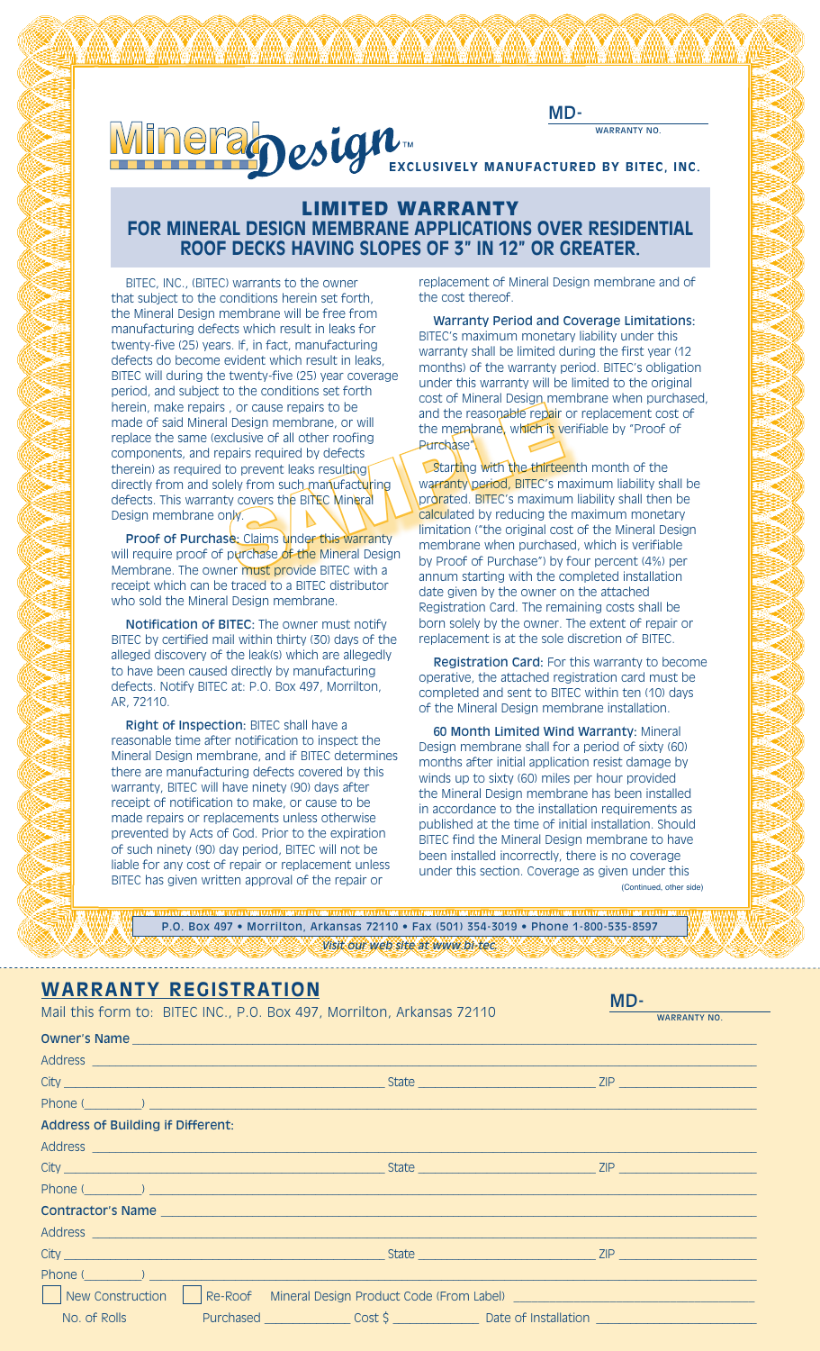MD-\_\_\_\_\_\_\_\_\_\_\_\_
WARRANTY NO.

# MineralDesign™

**EXCLUSIVELY MANUFACTURED BY BITEC, INC.**

## LIMITED WARRANTY

## FOR MINERAL DESIGN MEMBRANE APPLICATIONS OVER RESIDENTIAL ROOF DECKS HAVING SLOPES OF 3" IN 12" OR GREATER.

BITEC, INC., (BITEC) warrants to the owner that subject to the conditions herein set forth, the Mineral Design membrane will be free from manufacturing defects which result in leaks for twenty-five (25) years. If, in fact, manufacturing defects do become evident which result in leaks, BITEC will during the twenty-five (25) year coverage period, and subject to the conditions set forth herein, make repairs , or cause repairs to be made of said Mineral Design membrane, or will replace the same (exclusive of all other roofing components, and repairs required by defects therein) as required to prevent leaks resulting directly from and solely from such manufacturing defects. This warranty covers the BITEC Mineral Design membrane only.

**Proof of Purchase:** Claims under this warranty will require proof of purchase of the Mineral Design Membrane. The owner must provide BITEC with a receipt which can be traced to a BITEC distributor who sold the Mineral Design membrane.

**Notification of BITEC:** The owner must notify BITEC by certified mail within thirty (30) days of the alleged discovery of the leak(s) which are allegedly to have been caused directly by manufacturing defects. Notify BITEC at: P.O. Box 497, Morrilton, AR, 72110.

**Right of Inspection:** BITEC shall have a reasonable time after notification to inspect the Mineral Design membrane, and if BITEC determines there are manufacturing defects covered by this warranty, BITEC will have ninety (90) days after receipt of notification to make, or cause to be made repairs or replacements unless otherwise prevented by Acts of God. Prior to the expiration of such ninety (90) day period, BITEC will not be liable for any cost of repair or replacement unless BITEC has given written approval of the repair or replacement of Mineral Design membrane and of the cost thereof.

**Warranty Period and Coverage Limitations:** BITEC's maximum monetary liability under this warranty shall be limited during the first year (12 months) of the warranty period. BITEC's obligation under this warranty will be limited to the original cost of Mineral Design membrane when purchased, and the reasonable repair or replacement cost of the membrane, which is verifiable by "Proof of Purchase".

Starting with the thirteenth month of the warranty period, BITEC's maximum liability shall be prorated. BITEC's maximum liability shall then be calculated by reducing the maximum monetary limitation ("the original cost of the Mineral Design membrane when purchased, which is verifiable by Proof of Purchase") by four percent (4%) per annum starting with the completed installation date given by the owner on the attached Registration Card. The remaining costs shall be born solely by the owner. The extent of repair or replacement is at the sole discretion of BITEC.

**Registration Card:** For this warranty to become operative, the attached registration card must be completed and sent to BITEC within ten (10) days of the Mineral Design membrane installation.

**60 Month Limited Wind Warranty:** Mineral Design membrane shall for a period of sixty (60) months after initial application resist damage by winds up to sixty (60) miles per hour provided the Mineral Design membrane has been installed in accordance to the installation requirements as published at the time of initial installation. Should BITEC find the Mineral Design membrane to have been installed incorrectly, there is no coverage under this section. Coverage as given under this

(Continued, other side)

P.O. Box 497 • Morrilton, Arkansas 72110 • Fax (501) 354-3019 • Phone 1-800-535-8597
*Visit our web site at www.bi-tec.*

---

## WARRANTY REGISTRATION

Mail this form to: BITEC INC., P.O. Box 497, Morrilton, Arkansas 72110

MD-\_\_\_\_\_\_\_\_\_\_\_\_
WARRANTY NO.

**Owner's Name** \_\_\_\_\_\_\_\_\_\_\_\_\_\_\_\_\_\_\_\_\_\_\_\_\_\_\_\_\_\_\_\_\_\_\_\_\_\_\_\_

Address \_\_\_\_\_\_\_\_\_\_\_\_\_\_\_\_\_\_\_\_\_\_\_\_\_\_\_\_\_\_\_\_\_\_\_\_\_\_\_\_

City \_\_\_\_\_\_\_\_\_\_\_\_\_\_\_\_\_\_\_\_ State \_\_\_\_\_\_\_\_\_\_\_\_ ZIP \_\_\_\_\_\_\_\_\_\_

Phone (\_\_\_\_\_\_) \_\_\_\_\_\_\_\_\_\_\_\_\_\_\_\_\_\_\_\_\_\_\_\_\_\_\_\_

**Address of Building if Different:**

Address \_\_\_\_\_\_\_\_\_\_\_\_\_\_\_\_\_\_\_\_\_\_\_\_\_\_\_\_\_\_\_\_\_\_\_\_\_\_\_\_

City \_\_\_\_\_\_\_\_\_\_\_\_\_\_\_\_\_\_\_\_ State \_\_\_\_\_\_\_\_\_\_\_\_ ZIP \_\_\_\_\_\_\_\_\_\_

Phone (\_\_\_\_\_\_) \_\_\_\_\_\_\_\_\_\_\_\_\_\_\_\_\_\_\_\_\_\_\_\_\_\_\_\_

**Contractor's Name** \_\_\_\_\_\_\_\_\_\_\_\_\_\_\_\_\_\_\_\_\_\_\_\_\_\_\_\_\_\_\_\_\_\_\_\_\_\_\_\_

Address \_\_\_\_\_\_\_\_\_\_\_\_\_\_\_\_\_\_\_\_\_\_\_\_\_\_\_\_\_\_\_\_\_\_\_\_\_\_\_\_

City \_\_\_\_\_\_\_\_\_\_\_\_\_\_\_\_\_\_\_\_ State \_\_\_\_\_\_\_\_\_\_\_\_ ZIP \_\_\_\_\_\_\_\_\_\_

Phone (\_\_\_\_\_\_) \_\_\_\_\_\_\_\_\_\_\_\_\_\_\_\_\_\_\_\_\_\_\_\_\_\_\_\_

☐ New Construction ☐ Re-Roof Mineral Design Product Code (From Label) \_\_\_\_\_\_\_\_\_\_\_\_\_\_\_\_\_\_\_\_

No. of Rolls Purchased \_\_\_\_\_\_\_\_\_\_ Cost $ \_\_\_\_\_\_\_\_\_\_ Date of Installation \_\_\_\_\_\_\_\_\_\_\_\_\_\_\_\_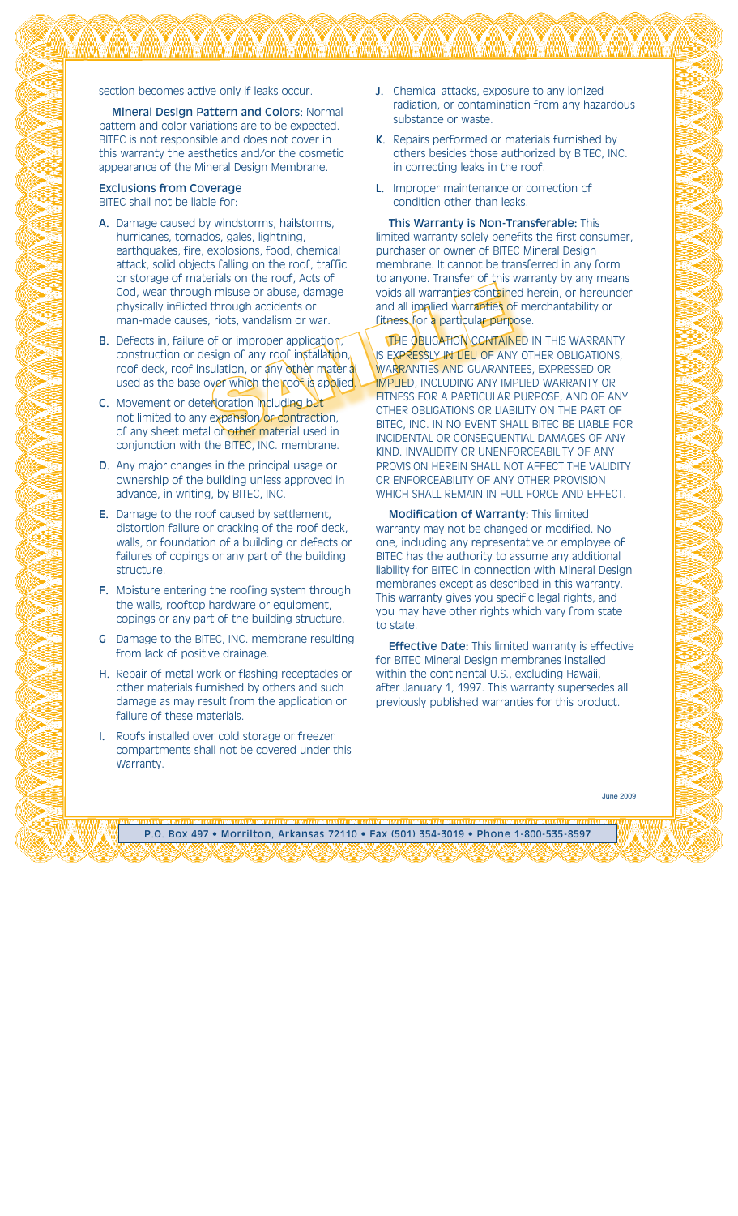section becomes active only if leaks occur.

**Mineral Design Pattern and Colors:** Normal pattern and color variations are to be expected. BITEC is not responsible and does not cover in this warranty the aesthetics and/or the cosmetic appearance of the Mineral Design Membrane.

**Exclusions from Coverage**
BITEC shall not be liable for:

A. Damage caused by windstorms, hailstorms, hurricanes, tornados, gales, lightning, earthquakes, fire, explosions, food, chemical attack, solid objects falling on the roof, traffic or storage of materials on the roof, Acts of God, wear through misuse or abuse, damage physically inflicted through accidents or man-made causes, riots, vandalism or war.

B. Defects in, failure of or improper application, construction or design of any roof installation, roof deck, roof insulation, or any other material used as the base over which the roof is applied.

C. Movement or deterioration including but not limited to any expansion or contraction, of any sheet metal or other material used in conjunction with the BITEC, INC. membrane.

D. Any major changes in the principal usage or ownership of the building unless approved in advance, in writing, by BITEC, INC.

E. Damage to the roof caused by settlement, distortion failure or cracking of the roof deck, walls, or foundation of a building or defects or failures of copings or any part of the building structure.

F. Moisture entering the roofing system through the walls, rooftop hardware or equipment, copings or any part of the building structure.

G Damage to the BITEC, INC. membrane resulting from lack of positive drainage.

H. Repair of metal work or flashing receptacles or other materials furnished by others and such damage as may result from the application or failure of these materials.

I. Roofs installed over cold storage or freezer compartments shall not be covered under this Warranty.

J. Chemical attacks, exposure to any ionized radiation, or contamination from any hazardous substance or waste.

K. Repairs performed or materials furnished by others besides those authorized by BITEC, INC. in correcting leaks in the roof.

L. Improper maintenance or correction of condition other than leaks.

**This Warranty is Non-Transferable:** This limited warranty solely benefits the first consumer, purchaser or owner of BITEC Mineral Design membrane. It cannot be transferred in any form to anyone. Transfer of this warranty by any means voids all warranties contained herein, or hereunder and all implied warranties of merchantability or fitness for a particular purpose.

THE OBLIGATION CONTAINED IN THIS WARRANTY IS EXPRESSLY IN LIEU OF ANY OTHER OBLIGATIONS, WARRANTIES AND GUARANTEES, EXPRESSED OR IMPLIED, INCLUDING ANY IMPLIED WARRANTY OR FITNESS FOR A PARTICULAR PURPOSE, AND OF ANY OTHER OBLIGATIONS OR LIABILITY ON THE PART OF BITEC, INC. IN NO EVENT SHALL BITEC BE LIABLE FOR INCIDENTAL OR CONSEQUENTIAL DAMAGES OF ANY KIND. INVALIDITY OR UNENFORCEABILITY OF ANY PROVISION HEREIN SHALL NOT AFFECT THE VALIDITY OR ENFORCEABILITY OF ANY OTHER PROVISION WHICH SHALL REMAIN IN FULL FORCE AND EFFECT.

**Modification of Warranty:** This limited warranty may not be changed or modified. No one, including any representative or employee of BITEC has the authority to assume any additional liability for BITEC in connection with Mineral Design membranes except as described in this warranty. This warranty gives you specific legal rights, and you may have other rights which vary from state to state.

**Effective Date:** This limited warranty is effective for BITEC Mineral Design membranes installed within the continental U.S., excluding Hawaii, after January 1, 1997. This warranty supersedes all previously published warranties for this product.

June 2009

P.O. Box 497 • Morrilton, Arkansas 72110 • Fax (501) 354-3019 • Phone 1-800-535-8597